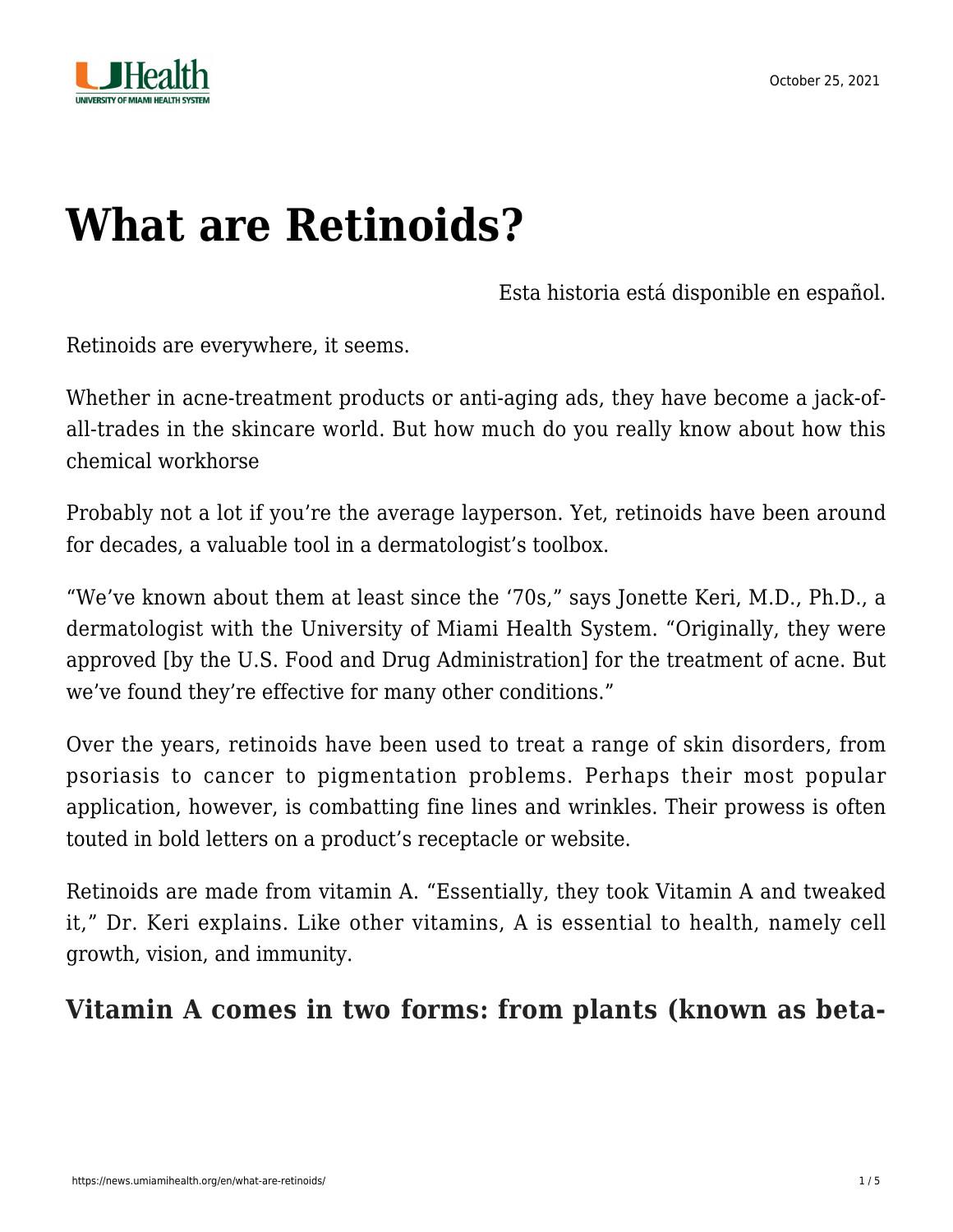# What are Retinoids?

Esta historia está disponible en español.

Retinoids are everywhere, it seems.

Whether in acne-treatment products or anti-aging ads, they have become a jack-of-all-trades in the skincare world. But how much do you really know about how this chemical workhorse

Probably not a lot if you're the average layperson. Yet, retinoids have been around for decades, a valuable tool in a dermatologist's toolbox.

"We've known about them at least since the '70s," says Jonette Keri, M.D., Ph.D., a dermatologist with the University of Miami Health System. "Originally, they were approved [by the U.S. Food and Drug Administration] for the treatment of acne. But we've found they're effective for many other conditions."

Over the years, retinoids have been used to treat a range of skin disorders, from psoriasis to cancer to pigmentation problems. Perhaps their most popular application, however, is combatting fine lines and wrinkles. Their prowess is often touted in bold letters on a product's receptacle or website.

Retinoids are made from vitamin A. "Essentially, they took Vitamin A and tweaked it," Dr. Keri explains. Like other vitamins, A is essential to health, namely cell growth, vision, and immunity.

## Vitamin A comes in two forms: from plants (known as beta-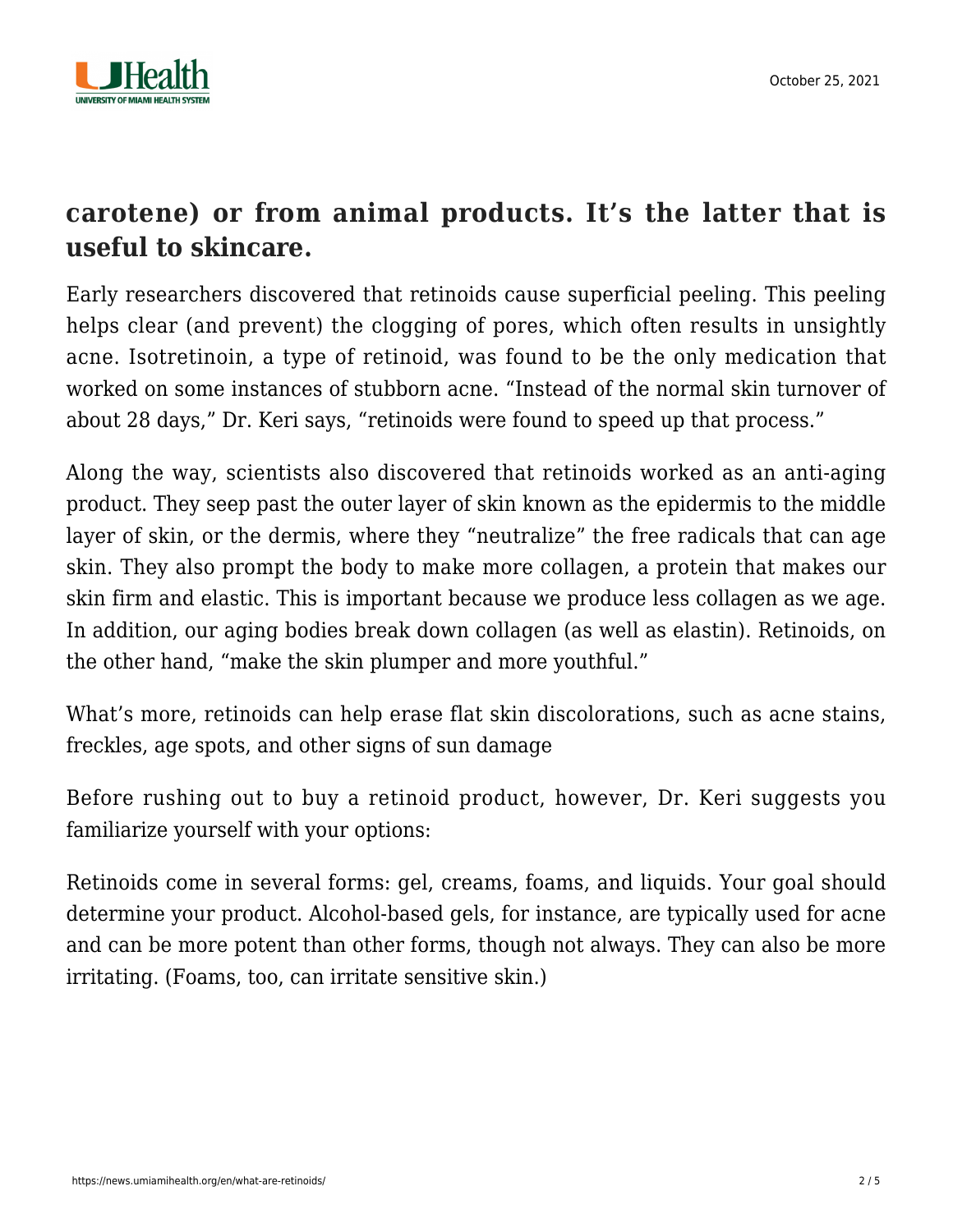**carotene) or from animal products. It's the latter that is useful to skincare.**

Early researchers discovered that retinoids cause superficial peeling. This peeling helps clear (and prevent) the clogging of pores, which often results in unsightly acne. Isotretinoin, a type of retinoid, was found to be the only medication that worked on some instances of stubborn acne. "Instead of the normal skin turnover of about 28 days," Dr. Keri says, "retinoids were found to speed up that process."

Along the way, scientists also discovered that retinoids worked as an anti-aging product. They seep past the outer layer of skin known as the epidermis to the middle layer of skin, or the dermis, where they "neutralize" the free radicals that can age skin. They also prompt the body to make more collagen, a protein that makes our skin firm and elastic. This is important because we produce less collagen as we age. In addition, our aging bodies break down collagen (as well as elastin). Retinoids, on the other hand, "make the skin plumper and more youthful."

What's more, retinoids can help erase flat skin discolorations, such as acne stains, freckles, age spots, and other signs of sun damage

Before rushing out to buy a retinoid product, however, Dr. Keri suggests you familiarize yourself with your options:

Retinoids come in several forms: gel, creams, foams, and liquids. Your goal should determine your product. Alcohol-based gels, for instance, are typically used for acne and can be more potent than other forms, though not always. They can also be more irritating. (Foams, too, can irritate sensitive skin.)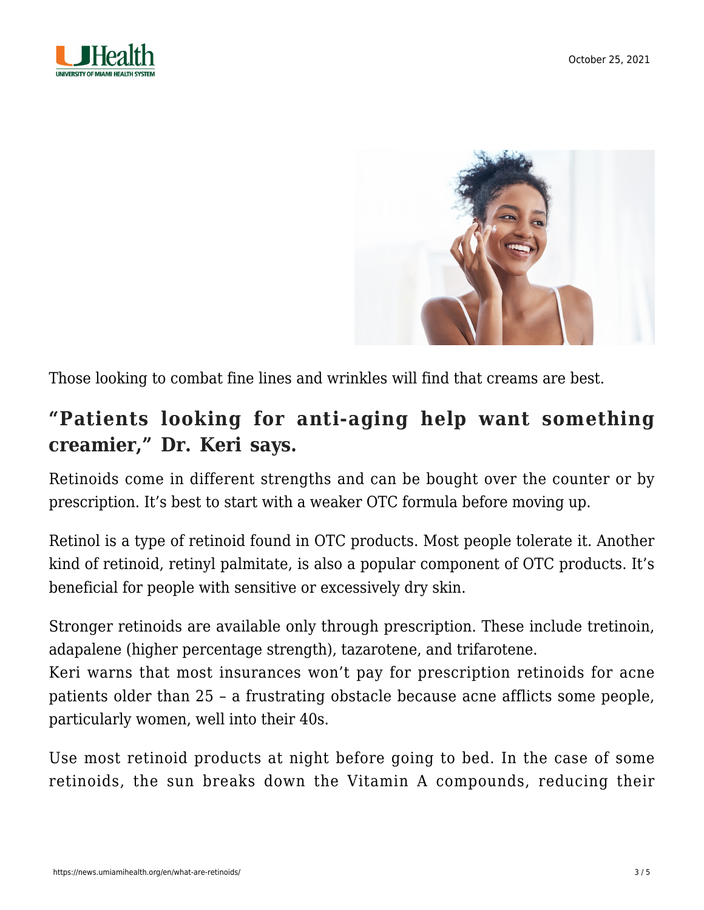Those looking to combat fine lines and wrinkles will find that creams are best.

## "Patients looking for anti-aging help want something creamier," Dr. Keri says.

Retinoids come in different strengths and can be bought over the counter or by prescription. It's best to start with a weaker OTC formula before moving up.

Retinol is a type of retinoid found in OTC products. Most people tolerate it. Another kind of retinoid, retinyl palmitate, is also a popular component of OTC products. It's beneficial for people with sensitive or excessively dry skin.

Stronger retinoids are available only through prescription. These include tretinoin, adapalene (higher percentage strength), tazarotene, and trifarotene.
Keri warns that most insurances won't pay for prescription retinoids for acne patients older than 25 – a frustrating obstacle because acne afflicts some people, particularly women, well into their 40s.

Use most retinoid products at night before going to bed. In the case of some retinoids, the sun breaks down the Vitamin A compounds, reducing their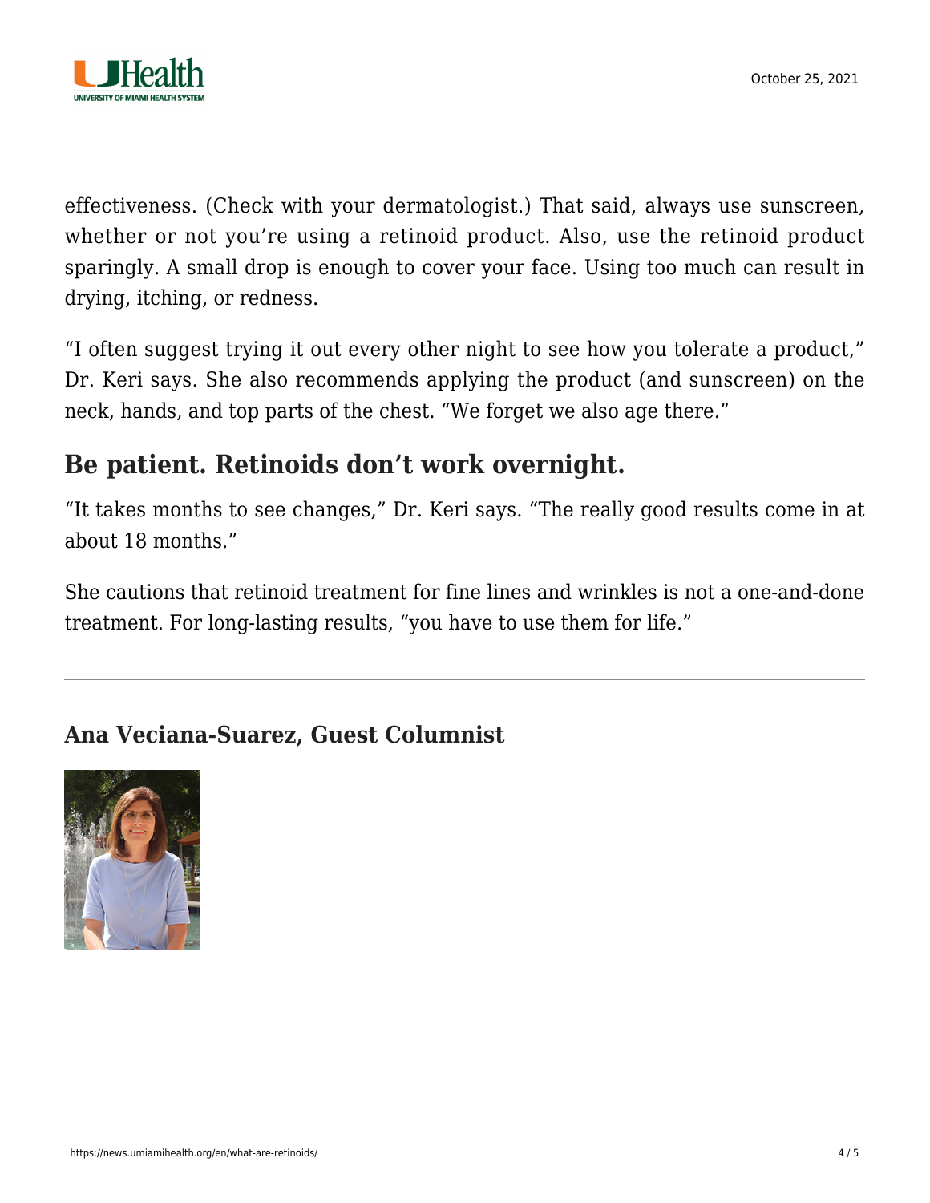effectiveness. (Check with your dermatologist.) That said, always use sunscreen, whether or not you're using a retinoid product. Also, use the retinoid product sparingly. A small drop is enough to cover your face. Using too much can result in drying, itching, or redness.

"I often suggest trying it out every other night to see how you tolerate a product," Dr. Keri says. She also recommends applying the product (and sunscreen) on the neck, hands, and top parts of the chest. "We forget we also age there."

## Be patient. Retinoids don't work overnight.

"It takes months to see changes," Dr. Keri says. "The really good results come in at about 18 months."

She cautions that retinoid treatment for fine lines and wrinkles is not a one-and-done treatment. For long-lasting results, "you have to use them for life."

---

### Ana Veciana-Suarez, Guest Columnist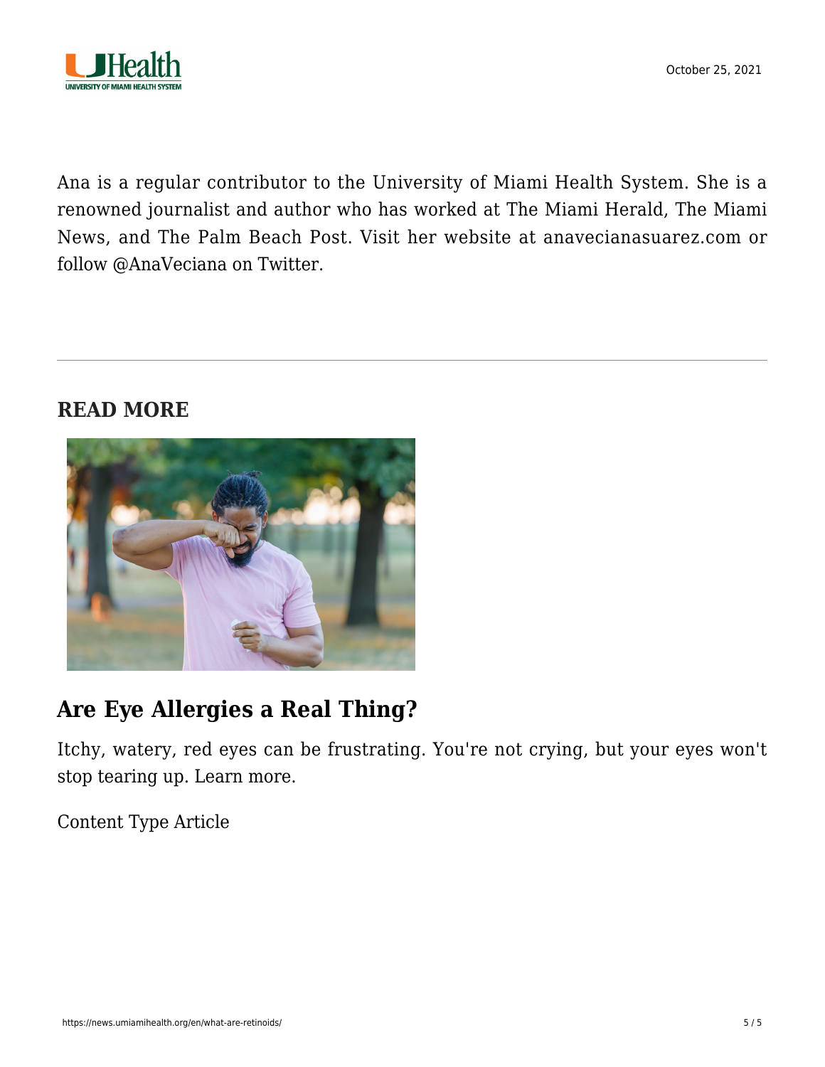Ana is a regular contributor to the University of Miami Health System. She is a renowned journalist and author who has worked at The Miami Herald, The Miami News, and The Palm Beach Post. Visit her website at anavecianasuarez.com or follow @AnaVeciana on Twitter.

---

## READ MORE

## Are Eye Allergies a Real Thing?

Itchy, watery, red eyes can be frustrating. You're not crying, but your eyes won't stop tearing up. Learn more.

Content Type Article